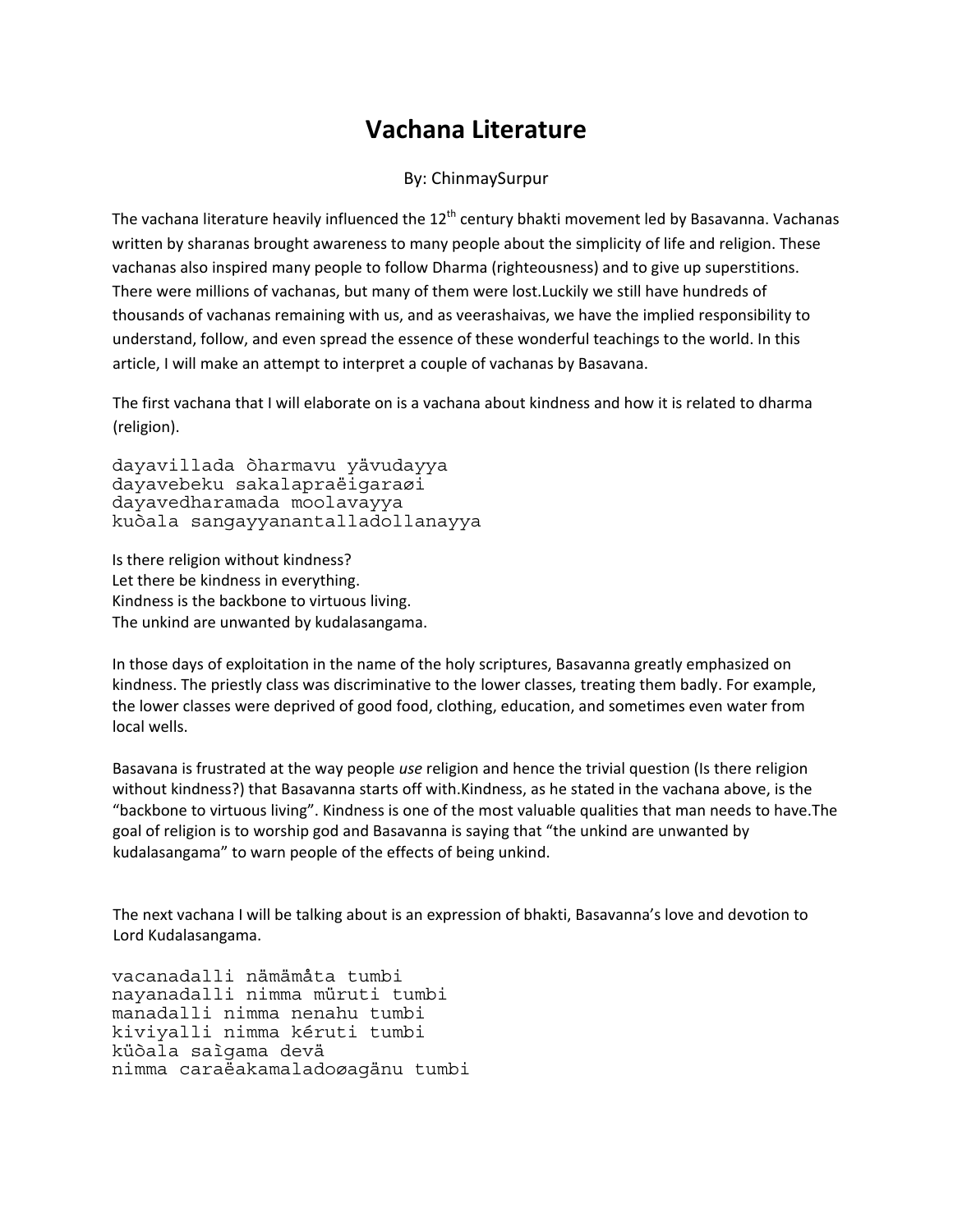# Vachana Literature

By: ChinmaySurpur

The vachana literature heavily influenced the 12th century bhakti movement led by Basavanna. Vachanas written by sharanas brought awareness to many people about the simplicity of life and religion. These vachanas also inspired many people to follow Dharma (righteousness) and to give up superstitions. There were millions of vachanas, but many of them were lost.Luckily we still have hundreds of thousands of vachanas remaining with us, and as veerashaivas, we have the implied responsibility to understand, follow, and even spread the essence of these wonderful teachings to the world. In this article, I will make an attempt to interpret a couple of vachanas by Basavana.

The first vachana that I will elaborate on is a vachana about kindness and how it is related to dharma (religion).

```
dayavillada òharmavu yävudayya
dayavebeku sakalapraëigaraøi
dayavedharamada moolavayya
kuòala sangayyanantalladollanayya
```

Is there religion without kindness?  
Let there be kindness in everything.  
Kindness is the backbone to virtuous living.  
The unkind are unwanted by kudalasangama.

In those days of exploitation in the name of the holy scriptures, Basavanna greatly emphasized on kindness. The priestly class was discriminative to the lower classes, treating them badly. For example, the lower classes were deprived of good food, clothing, education, and sometimes even water from local wells.

Basavana is frustrated at the way people *use* religion and hence the trivial question (Is there religion without kindness?) that Basavanna starts off with.Kindness, as he stated in the vachana above, is the "backbone to virtuous living". Kindness is one of the most valuable qualities that man needs to have.The goal of religion is to worship god and Basavanna is saying that "the unkind are unwanted by kudalasangama" to warn people of the effects of being unkind.

The next vachana I will be talking about is an expression of bhakti, Basavanna's love and devotion to Lord Kudalasangama.

```
vacanadalli nämämåta tumbi
nayanadalli nimma müruti tumbi
manadalli nimma nenahu tumbi
kiviyalli nimma kéruti tumbi
küòala saìgama devä
nimma caraëakamaladoøagänu tumbi
```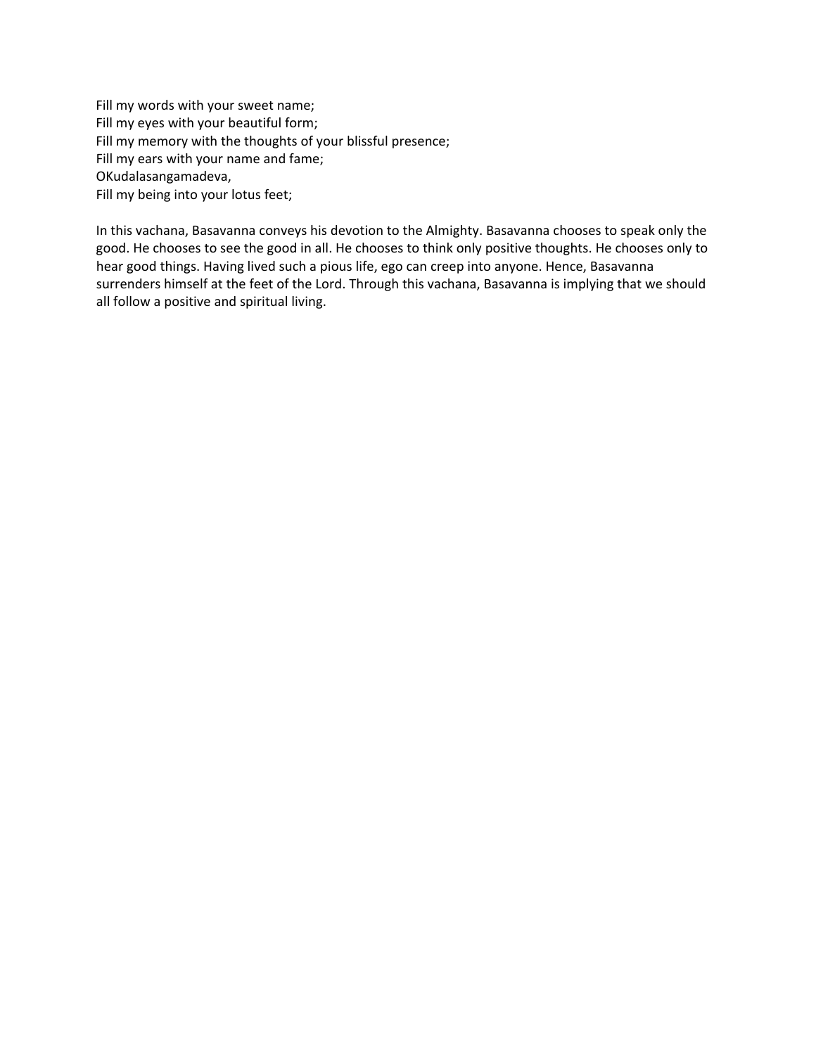Fill my words with your sweet name;
Fill my eyes with your beautiful form;
Fill my memory with the thoughts of your blissful presence;
Fill my ears with your name and fame;
OKudalasangamadeva,
Fill my being into your lotus feet;

In this vachana, Basavanna conveys his devotion to the Almighty. Basavanna chooses to speak only the good. He chooses to see the good in all. He chooses to think only positive thoughts. He chooses only to hear good things. Having lived such a pious life, ego can creep into anyone. Hence, Basavanna surrenders himself at the feet of the Lord. Through this vachana, Basavanna is implying that we should all follow a positive and spiritual living.